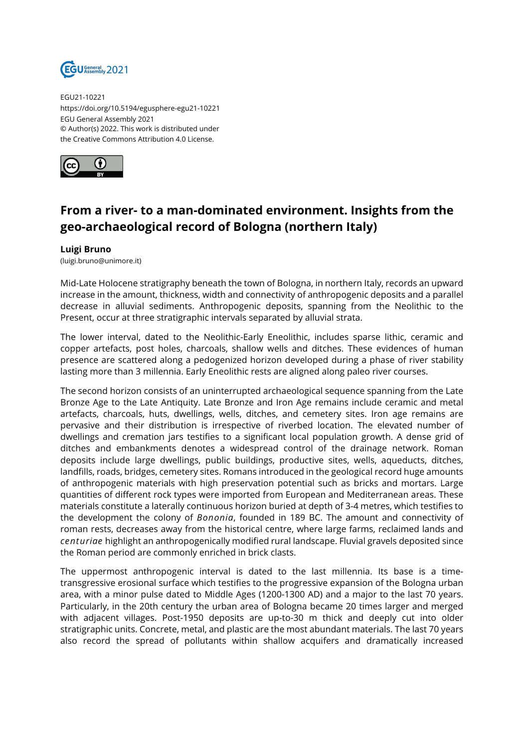EGU21-10221
https://doi.org/10.5194/egusphere-egu21-10221
EGU General Assembly 2021
© Author(s) 2022. This work is distributed under
the Creative Commons Attribution 4.0 License.

# From a river- to a man-dominated environment. Insights from the geo-archaeological record of Bologna (northern Italy)

**Luigi Bruno**
(luigi.bruno@unimore.it)

Mid-Late Holocene stratigraphy beneath the town of Bologna, in northern Italy, records an upward increase in the amount, thickness, width and connectivity of anthropogenic deposits and a parallel decrease in alluvial sediments. Anthropogenic deposits, spanning from the Neolithic to the Present, occur at three stratigraphic intervals separated by alluvial strata.

The lower interval, dated to the Neolithic-Early Eneolithic, includes sparse lithic, ceramic and copper artefacts, post holes, charcoals, shallow wells and ditches. These evidences of human presence are scattered along a pedogenized horizon developed during a phase of river stability lasting more than 3 millennia. Early Eneolithic rests are aligned along paleo river courses.

The second horizon consists of an uninterrupted archaeological sequence spanning from the Late Bronze Age to the Late Antiquity. Late Bronze and Iron Age remains include ceramic and metal artefacts, charcoals, huts, dwellings, wells, ditches, and cemetery sites. Iron age remains are pervasive and their distribution is irrespective of riverbed location. The elevated number of dwellings and cremation jars testifies to a significant local population growth. A dense grid of ditches and embankments denotes a widespread control of the drainage network. Roman deposits include large dwellings, public buildings, productive sites, wells, aqueducts, ditches, landfills, roads, bridges, cemetery sites. Romans introduced in the geological record huge amounts of anthropogenic materials with high preservation potential such as bricks and mortars. Large quantities of different rock types were imported from European and Mediterranean areas. These materials constitute a laterally continuous horizon buried at depth of 3-4 metres, which testifies to the development the colony of *Bononia*, founded in 189 BC. The amount and connectivity of roman rests, decreases away from the historical centre, where large farms, reclaimed lands and *centuriae* highlight an anthropogenically modified rural landscape. Fluvial gravels deposited since the Roman period are commonly enriched in brick clasts.

The uppermost anthropogenic interval is dated to the last millennia. Its base is a time-transgressive erosional surface which testifies to the progressive expansion of the Bologna urban area, with a minor pulse dated to Middle Ages (1200-1300 AD) and a major to the last 70 years. Particularly, in the 20th century the urban area of Bologna became 20 times larger and merged with adjacent villages. Post-1950 deposits are up-to-30 m thick and deeply cut into older stratigraphic units. Concrete, metal, and plastic are the most abundant materials. The last 70 years also record the spread of pollutants within shallow acquifers and dramatically increased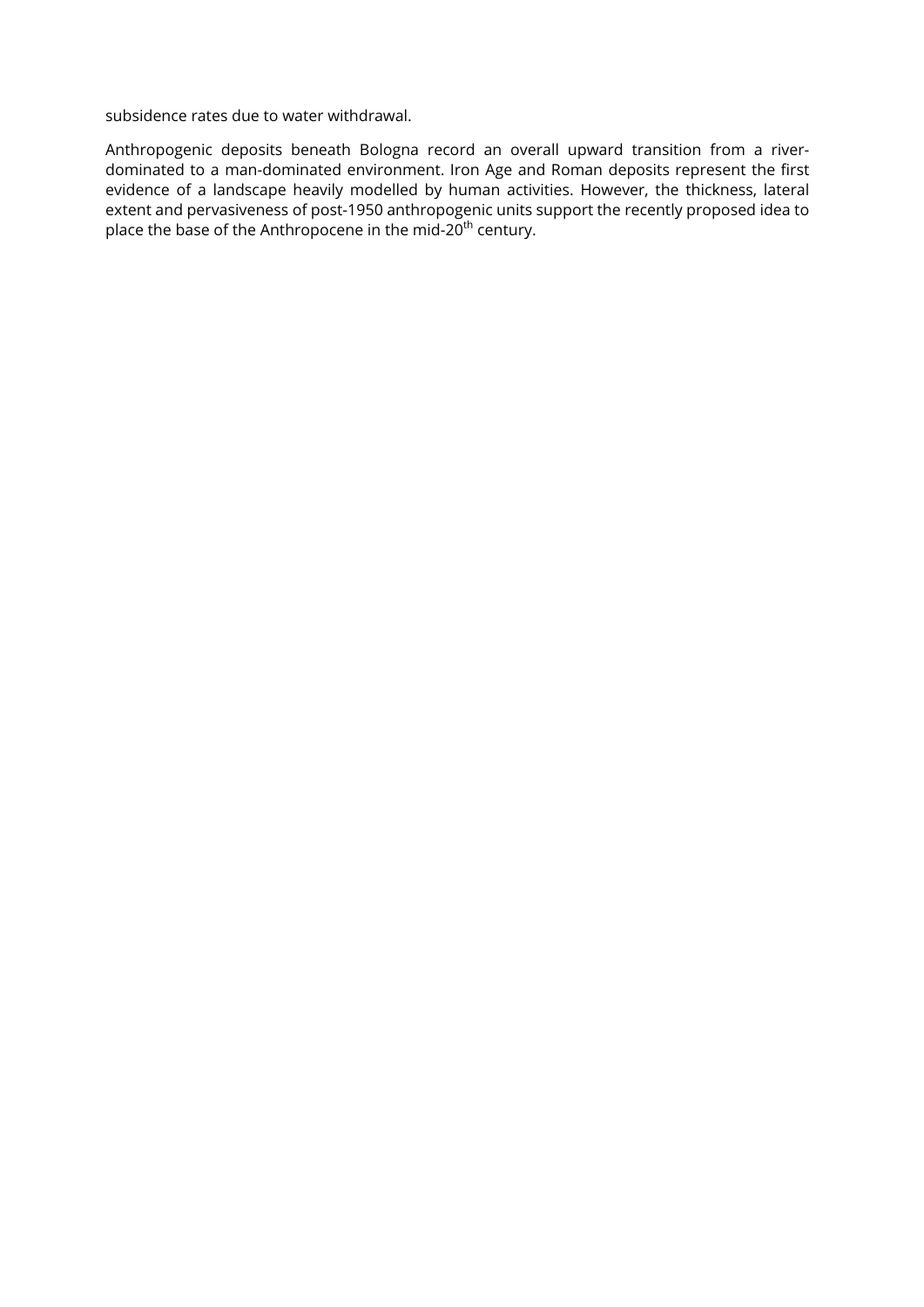subsidence rates due to water withdrawal.

Anthropogenic deposits beneath Bologna record an overall upward transition from a river-dominated to a man-dominated environment. Iron Age and Roman deposits represent the first evidence of a landscape heavily modelled by human activities. However, the thickness, lateral extent and pervasiveness of post-1950 anthropogenic units support the recently proposed idea to place the base of the Anthropocene in the mid-20$^{th}$ century.